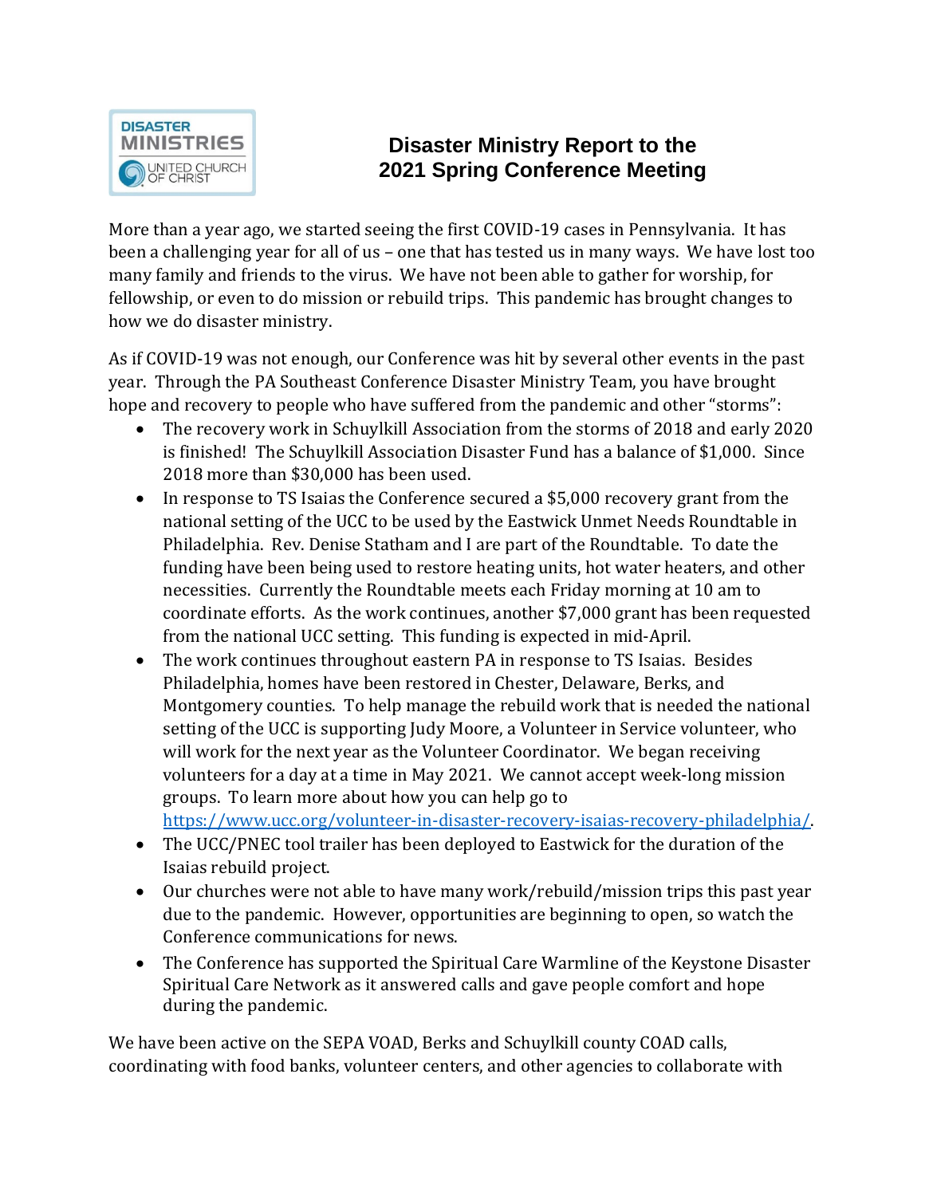DISASTER MINISTRIES
UNITED CHURCH OF CHRIST

# Disaster Ministry Report to the 2021 Spring Conference Meeting

More than a year ago, we started seeing the first COVID-19 cases in Pennsylvania. It has been a challenging year for all of us – one that has tested us in many ways. We have lost too many family and friends to the virus. We have not been able to gather for worship, for fellowship, or even to do mission or rebuild trips. This pandemic has brought changes to how we do disaster ministry.

As if COVID-19 was not enough, our Conference was hit by several other events in the past year. Through the PA Southeast Conference Disaster Ministry Team, you have brought hope and recovery to people who have suffered from the pandemic and other "storms":

- The recovery work in Schuylkill Association from the storms of 2018 and early 2020 is finished! The Schuylkill Association Disaster Fund has a balance of $1,000. Since 2018 more than $30,000 has been used.
- In response to TS Isaias the Conference secured a $5,000 recovery grant from the national setting of the UCC to be used by the Eastwick Unmet Needs Roundtable in Philadelphia. Rev. Denise Statham and I are part of the Roundtable. To date the funding have been being used to restore heating units, hot water heaters, and other necessities. Currently the Roundtable meets each Friday morning at 10 am to coordinate efforts. As the work continues, another $7,000 grant has been requested from the national UCC setting. This funding is expected in mid-April.
- The work continues throughout eastern PA in response to TS Isaias. Besides Philadelphia, homes have been restored in Chester, Delaware, Berks, and Montgomery counties. To help manage the rebuild work that is needed the national setting of the UCC is supporting Judy Moore, a Volunteer in Service volunteer, who will work for the next year as the Volunteer Coordinator. We began receiving volunteers for a day at a time in May 2021. We cannot accept week-long mission groups. To learn more about how you can help go to https://www.ucc.org/volunteer-in-disaster-recovery-isaias-recovery-philadelphia/.
- The UCC/PNEC tool trailer has been deployed to Eastwick for the duration of the Isaias rebuild project.
- Our churches were not able to have many work/rebuild/mission trips this past year due to the pandemic. However, opportunities are beginning to open, so watch the Conference communications for news.
- The Conference has supported the Spiritual Care Warmline of the Keystone Disaster Spiritual Care Network as it answered calls and gave people comfort and hope during the pandemic.

We have been active on the SEPA VOAD, Berks and Schuylkill county COAD calls, coordinating with food banks, volunteer centers, and other agencies to collaborate with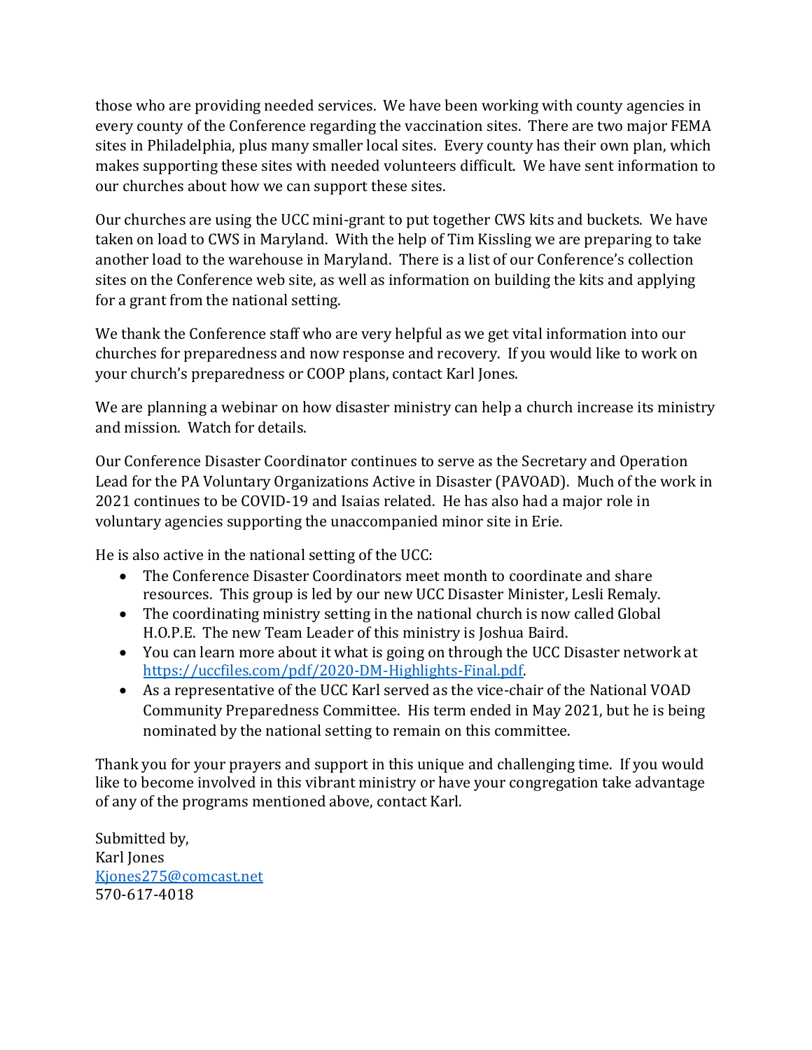those who are providing needed services. We have been working with county agencies in every county of the Conference regarding the vaccination sites. There are two major FEMA sites in Philadelphia, plus many smaller local sites. Every county has their own plan, which makes supporting these sites with needed volunteers difficult. We have sent information to our churches about how we can support these sites.

Our churches are using the UCC mini-grant to put together CWS kits and buckets. We have taken on load to CWS in Maryland. With the help of Tim Kissling we are preparing to take another load to the warehouse in Maryland. There is a list of our Conference's collection sites on the Conference web site, as well as information on building the kits and applying for a grant from the national setting.

We thank the Conference staff who are very helpful as we get vital information into our churches for preparedness and now response and recovery. If you would like to work on your church's preparedness or COOP plans, contact Karl Jones.

We are planning a webinar on how disaster ministry can help a church increase its ministry and mission. Watch for details.

Our Conference Disaster Coordinator continues to serve as the Secretary and Operation Lead for the PA Voluntary Organizations Active in Disaster (PAVOAD). Much of the work in 2021 continues to be COVID-19 and Isaias related. He has also had a major role in voluntary agencies supporting the unaccompanied minor site in Erie.

He is also active in the national setting of the UCC:

- The Conference Disaster Coordinators meet month to coordinate and share resources. This group is led by our new UCC Disaster Minister, Lesli Remaly.
- The coordinating ministry setting in the national church is now called Global H.O.P.E. The new Team Leader of this ministry is Joshua Baird.
- You can learn more about it what is going on through the UCC Disaster network at [https://uccfiles.com/pdf/2020-DM-Highlights-Final.pdf](https://uccfiles.com/pdf/2020-DM-Highlights-Final.pdf).
- As a representative of the UCC Karl served as the vice-chair of the National VOAD Community Preparedness Committee. His term ended in May 2021, but he is being nominated by the national setting to remain on this committee.

Thank you for your prayers and support in this unique and challenging time. If you would like to become involved in this vibrant ministry or have your congregation take advantage of any of the programs mentioned above, contact Karl.

Submitted by,
Karl Jones
[Kjones275@comcast.net](mailto:Kjones275@comcast.net)
570-617-4018